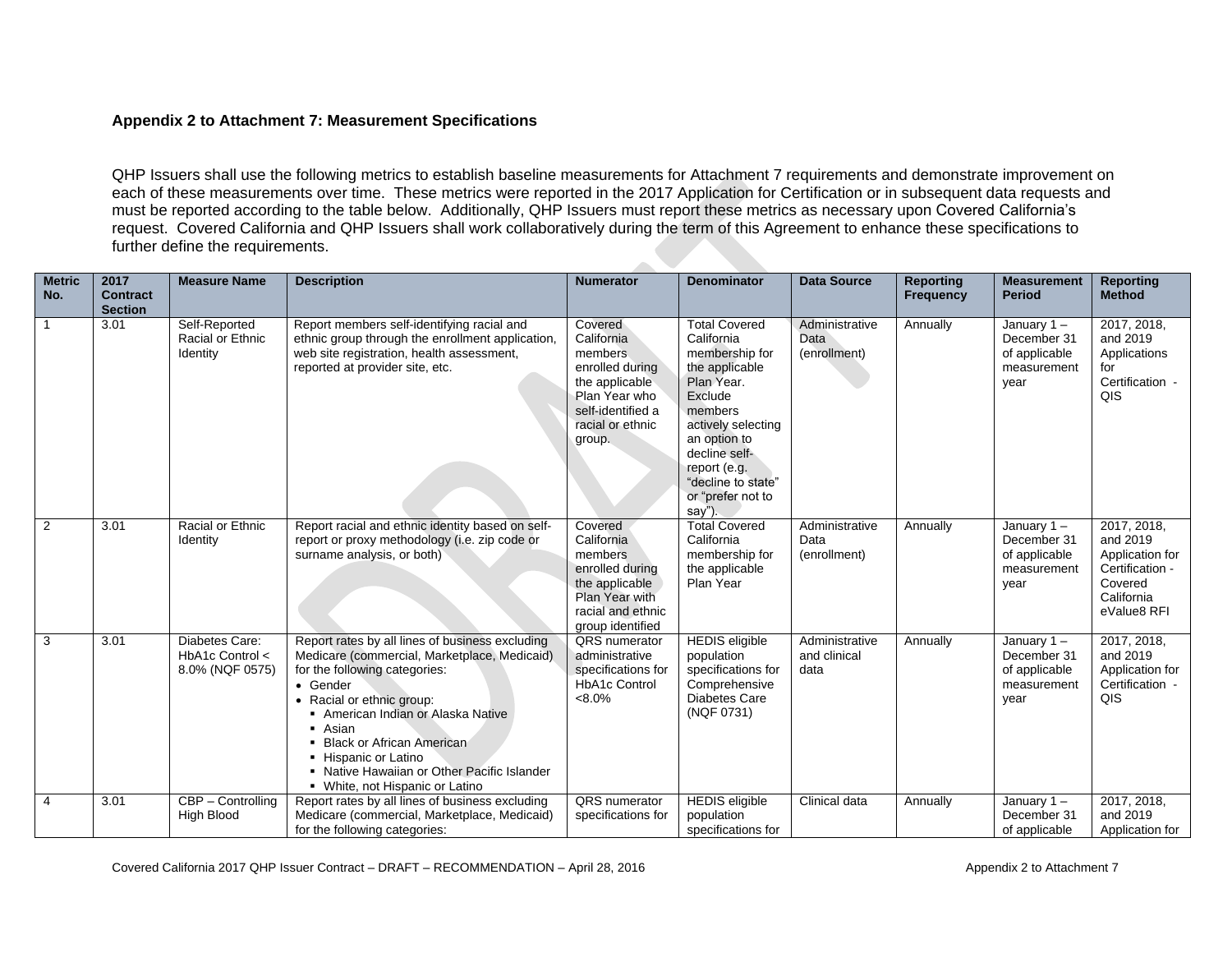## Appendix 2 to Attachment 7: Measurement Specifications

QHP Issuers shall use the following metrics to establish baseline measurements for Attachment 7 requirements and demonstrate improvement on each of these measurements over time. These metrics were reported in the 2017 Application for Certification or in subsequent data requests and must be reported according to the table below. Additionally, QHP Issuers must report these metrics as necessary upon Covered California's request. Covered California and QHP Issuers shall work collaboratively during the term of this Agreement to enhance these specifications to further define the requirements.

| Metric No. | 2017 Contract Section | Measure Name | Description | Numerator | Denominator | Data Source | Reporting Frequency | Measurement Period | Reporting Method |
|---|---|---|---|---|---|---|---|---|---|
| 1 | 3.01 | Self-Reported Racial or Ethnic Identity | Report members self-identifying racial and ethnic group through the enrollment application, web site registration, health assessment, reported at provider site, etc. | Covered California members enrolled during the applicable Plan Year who self-identified a racial or ethnic group. | Total Covered California membership for the applicable Plan Year. Exclude members actively selecting an option to decline self-report (e.g. "decline to state" or "prefer not to say"). | Administrative Data (enrollment) | Annually | January 1 – December 31 of applicable measurement year | 2017, 2018, and 2019 Applications for Certification - QIS |
| 2 | 3.01 | Racial or Ethnic Identity | Report racial and ethnic identity based on self-report or proxy methodology (i.e. zip code or surname analysis, or both) | Covered California members enrolled during the applicable Plan Year with racial and ethnic group identified | Total Covered California membership for the applicable Plan Year | Administrative Data (enrollment) | Annually | January 1 – December 31 of applicable measurement year | 2017, 2018, and 2019 Application for Certification - Covered California eValue8 RFI |
| 3 | 3.01 | Diabetes Care: HbA1c Control < 8.0% (NQF 0575) | Report rates by all lines of business excluding Medicare (commercial, Marketplace, Medicaid) for the following categories:<br>• Gender<br>• Racial or ethnic group:<br>▪ American Indian or Alaska Native<br>▪ Asian<br>▪ Black or African American<br>▪ Hispanic or Latino<br>▪ Native Hawaiian or Other Pacific Islander<br>▪ White, not Hispanic or Latino | QRS numerator administrative specifications for HbA1c Control <8.0% | HEDIS eligible population specifications for Comprehensive Diabetes Care (NQF 0731) | Administrative and clinical data | Annually | January 1 – December 31 of applicable measurement year | 2017, 2018, and 2019 Application for Certification - QIS |
| 4 | 3.01 | CBP – Controlling High Blood | Report rates by all lines of business excluding Medicare (commercial, Marketplace, Medicaid) for the following categories: | QRS numerator specifications for | HEDIS eligible population specifications for | Clinical data | Annually | January 1 – December 31 of applicable | 2017, 2018, and 2019 Application for |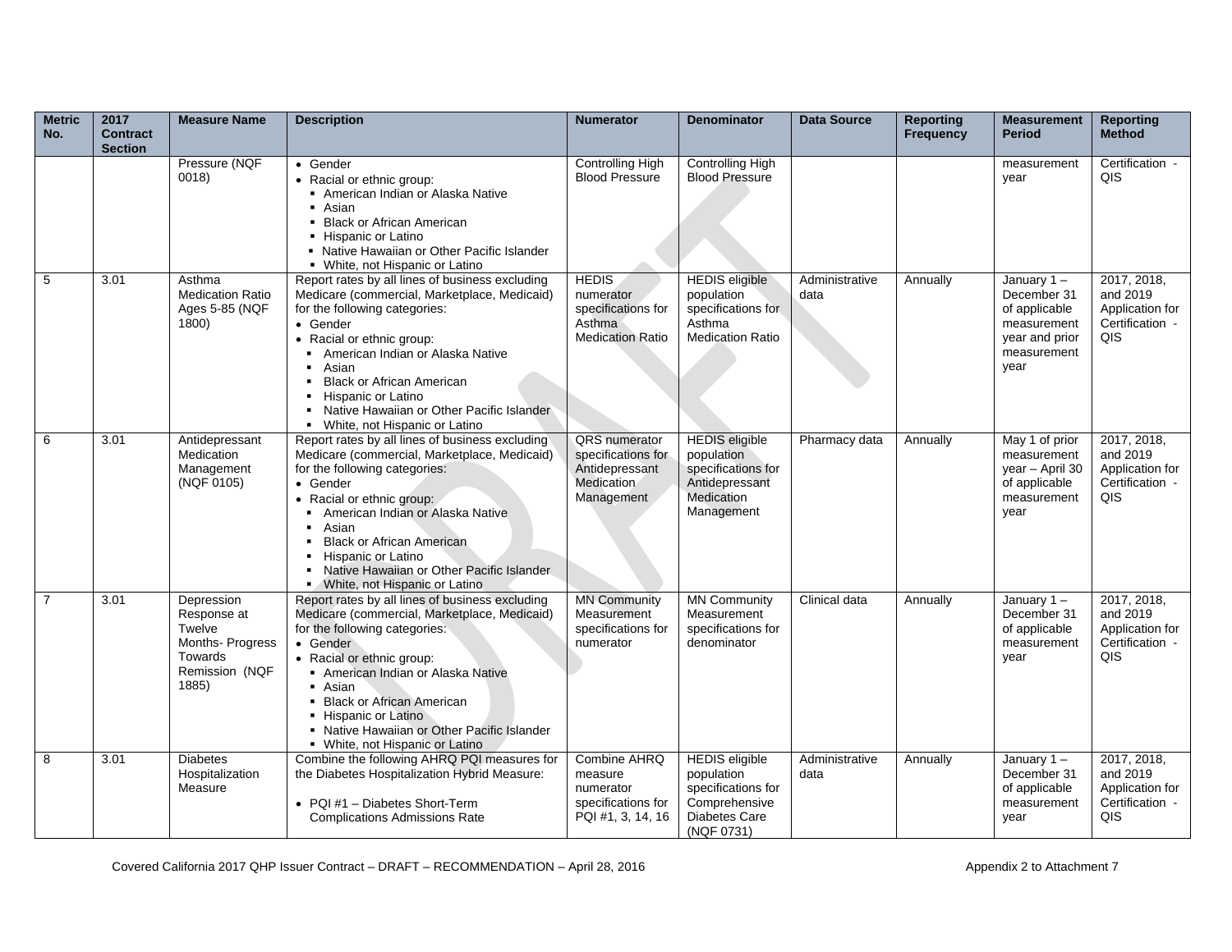| Metric No. | 2017 Contract Section | Measure Name | Description | Numerator | Denominator | Data Source | Reporting Frequency | Measurement Period | Reporting Method |
|---|---|---|---|---|---|---|---|---|---|
| | | Pressure (NQF 0018) | • Gender<br>• Racial or ethnic group:<br>▪ American Indian or Alaska Native<br>▪ Asian<br>▪ Black or African American<br>▪ Hispanic or Latino<br>▪ Native Hawaiian or Other Pacific Islander<br>▪ White, not Hispanic or Latino | Controlling High Blood Pressure | Controlling High Blood Pressure | | | measurement year | Certification - QIS |
| 5 | 3.01 | Asthma Medication Ratio Ages 5-85 (NQF 1800) | Report rates by all lines of business excluding Medicare (commercial, Marketplace, Medicaid) for the following categories:<br>• Gender<br>• Racial or ethnic group:<br>▪ American Indian or Alaska Native<br>▪ Asian<br>▪ Black or African American<br>▪ Hispanic or Latino<br>▪ Native Hawaiian or Other Pacific Islander<br>▪ White, not Hispanic or Latino | HEDIS numerator specifications for Asthma Medication Ratio | HEDIS eligible population specifications for Asthma Medication Ratio | Administrative data | Annually | January 1 – December 31 of applicable measurement year and prior measurement year | 2017, 2018, and 2019 Application for Certification - QIS |
| 6 | 3.01 | Antidepressant Medication Management (NQF 0105) | Report rates by all lines of business excluding Medicare (commercial, Marketplace, Medicaid) for the following categories:<br>• Gender<br>• Racial or ethnic group:<br>▪ American Indian or Alaska Native<br>▪ Asian<br>▪ Black or African American<br>▪ Hispanic or Latino<br>▪ Native Hawaiian or Other Pacific Islander<br>▪ White, not Hispanic or Latino | QRS numerator specifications for Antidepressant Medication Management | HEDIS eligible population specifications for Antidepressant Medication Management | Pharmacy data | Annually | May 1 of prior measurement year – April 30 of applicable measurement year | 2017, 2018, and 2019 Application for Certification - QIS |
| 7 | 3.01 | Depression Response at Twelve Months- Progress Towards Remission (NQF 1885) | Report rates by all lines of business excluding Medicare (commercial, Marketplace, Medicaid) for the following categories:<br>• Gender<br>• Racial or ethnic group:<br>▪ American Indian or Alaska Native<br>▪ Asian<br>▪ Black or African American<br>▪ Hispanic or Latino<br>▪ Native Hawaiian or Other Pacific Islander<br>▪ White, not Hispanic or Latino | MN Community Measurement specifications for numerator | MN Community Measurement specifications for denominator | Clinical data | Annually | January 1 – December 31 of applicable measurement year | 2017, 2018, and 2019 Application for Certification - QIS |
| 8 | 3.01 | Diabetes Hospitalization Measure | Combine the following AHRQ PQI measures for the Diabetes Hospitalization Hybrid Measure:<br><br>• PQI #1 – Diabetes Short-Term Complications Admissions Rate | Combine AHRQ measure numerator specifications for PQI #1, 3, 14, 16 | HEDIS eligible population specifications for Comprehensive Diabetes Care (NQF 0731) | Administrative data | Annually | January 1 – December 31 of applicable measurement year | 2017, 2018, and 2019 Application for Certification - QIS |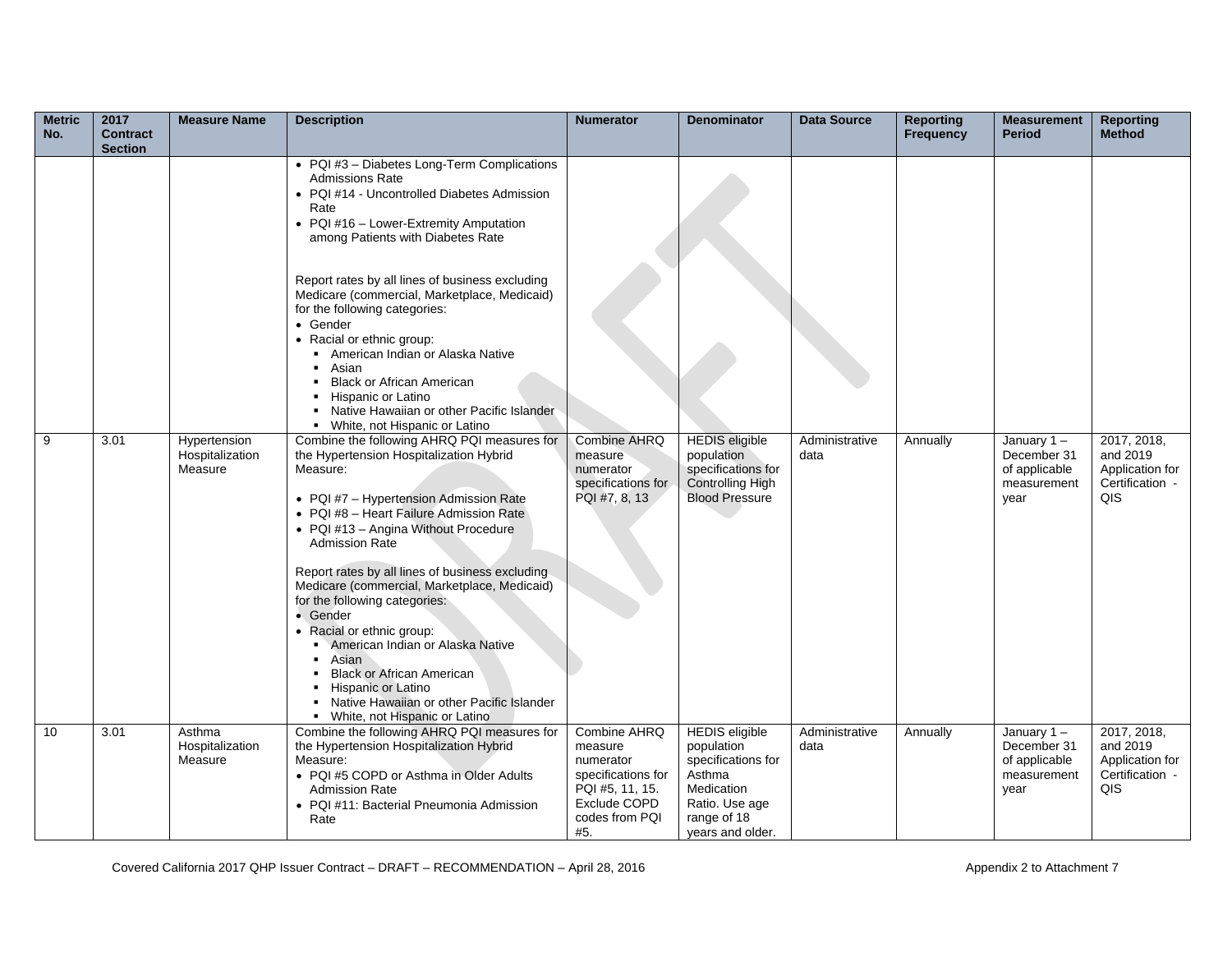| Metric No. | 2017 Contract Section | Measure Name | Description | Numerator | Denominator | Data Source | Reporting Frequency | Measurement Period | Reporting Method |
|---|---|---|---|---|---|---|---|---|---|
| | | | • PQI #3 – Diabetes Long-Term Complications Admissions Rate<br>• PQI #14 - Uncontrolled Diabetes Admission Rate<br>• PQI #16 – Lower-Extremity Amputation among Patients with Diabetes Rate<br><br>Report rates by all lines of business excluding Medicare (commercial, Marketplace, Medicaid) for the following categories:<br>• Gender<br>• Racial or ethnic group:<br>▪ American Indian or Alaska Native<br>▪ Asian<br>▪ Black or African American<br>▪ Hispanic or Latino<br>▪ Native Hawaiian or other Pacific Islander<br>▪ White, not Hispanic or Latino | | | | | | |
| 9 | 3.01 | Hypertension Hospitalization Measure | Combine the following AHRQ PQI measures for the Hypertension Hospitalization Hybrid Measure:<br><br>• PQI #7 – Hypertension Admission Rate<br>• PQI #8 – Heart Failure Admission Rate<br>• PQI #13 – Angina Without Procedure Admission Rate<br><br>Report rates by all lines of business excluding Medicare (commercial, Marketplace, Medicaid) for the following categories:<br>• Gender<br>• Racial or ethnic group:<br>▪ American Indian or Alaska Native<br>▪ Asian<br>▪ Black or African American<br>▪ Hispanic or Latino<br>▪ Native Hawaiian or other Pacific Islander<br>▪ White, not Hispanic or Latino | Combine AHRQ measure numerator specifications for PQI #7, 8, 13 | HEDIS eligible population specifications for Controlling High Blood Pressure | Administrative data | Annually | January 1 – December 31 of applicable measurement year | 2017, 2018, and 2019 Application for Certification - QIS |
| 10 | 3.01 | Asthma Hospitalization Measure | Combine the following AHRQ PQI measures for the Hypertension Hospitalization Hybrid Measure:<br>• PQI #5 COPD or Asthma in Older Adults Admission Rate<br>• PQI #11: Bacterial Pneumonia Admission Rate | Combine AHRQ measure numerator specifications for PQI #5, 11, 15. Exclude COPD codes from PQI #5. | HEDIS eligible population specifications for Asthma Medication Ratio. Use age range of 18 years and older. | Administrative data | Annually | January 1 – December 31 of applicable measurement year | 2017, 2018, and 2019 Application for Certification - QIS |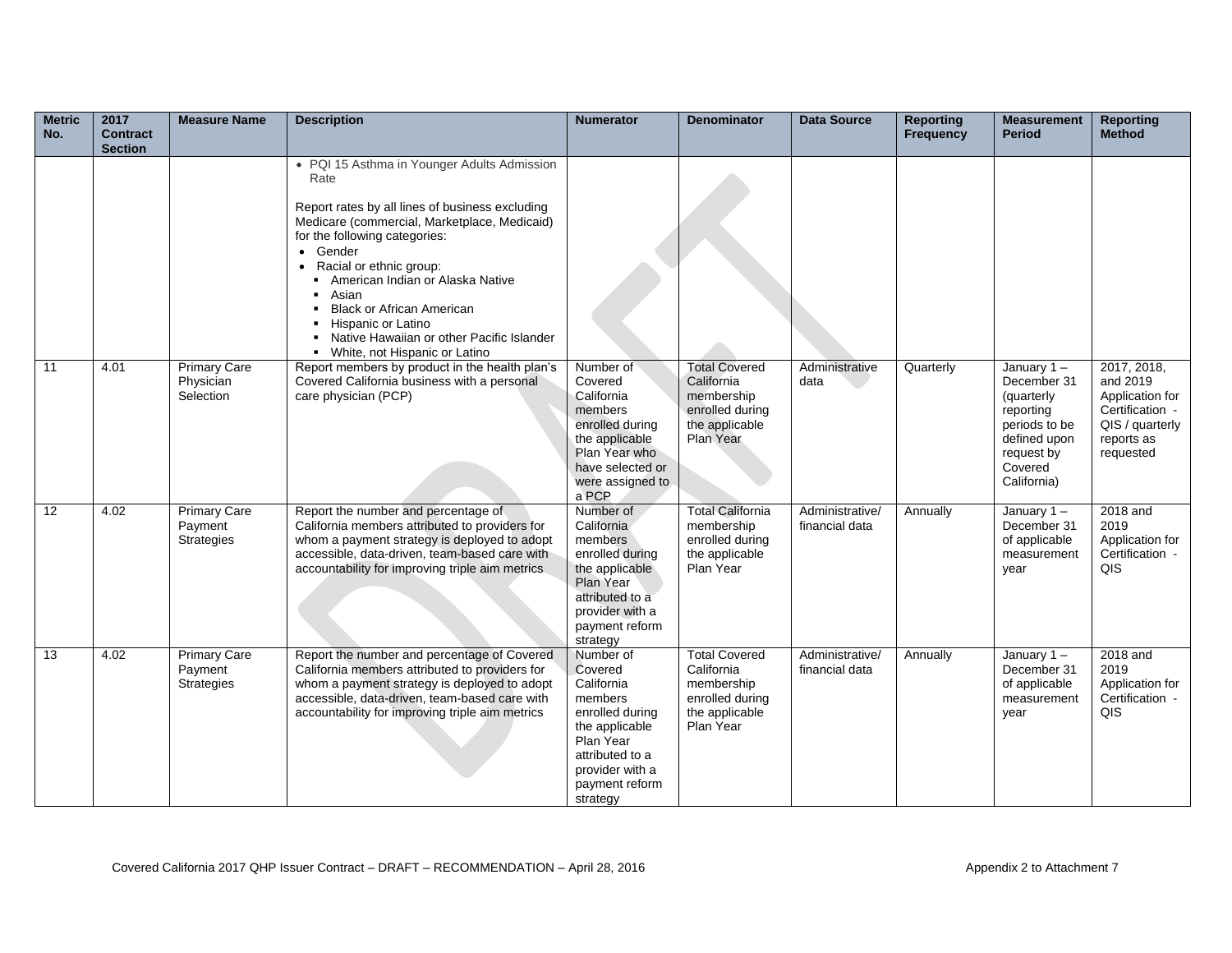| Metric No. | 2017 Contract Section | Measure Name | Description | Numerator | Denominator | Data Source | Reporting Frequency | Measurement Period | Reporting Method |
|---|---|---|---|---|---|---|---|---|---|
| | | | • PQI 15 Asthma in Younger Adults Admission Rate<br><br>Report rates by all lines of business excluding Medicare (commercial, Marketplace, Medicaid) for the following categories:<br>• Gender<br>• Racial or ethnic group:<br>▪ American Indian or Alaska Native<br>▪ Asian<br>▪ Black or African American<br>▪ Hispanic or Latino<br>▪ Native Hawaiian or other Pacific Islander<br>▪ White, not Hispanic or Latino | | | | | | |
| 11 | 4.01 | Primary Care Physician Selection | Report members by product in the health plan's Covered California business with a personal care physician (PCP) | Number of Covered California members enrolled during the applicable Plan Year who have selected or were assigned to a PCP | Total Covered California membership enrolled during the applicable Plan Year | Administrative data | Quarterly | January 1 – December 31 (quarterly reporting periods to be defined upon request by Covered California) | 2017, 2018, and 2019 Application for Certification - QIS / quarterly reports as requested |
| 12 | 4.02 | Primary Care Payment Strategies | Report the number and percentage of California members attributed to providers for whom a payment strategy is deployed to adopt accessible, data-driven, team-based care with accountability for improving triple aim metrics | Number of California members enrolled during the applicable Plan Year attributed to a provider with a payment reform strategy | Total California membership enrolled during the applicable Plan Year | Administrative/ financial data | Annually | January 1 – December 31 of applicable measurement year | 2018 and 2019 Application for Certification - QIS |
| 13 | 4.02 | Primary Care Payment Strategies | Report the number and percentage of Covered California members attributed to providers for whom a payment strategy is deployed to adopt accessible, data-driven, team-based care with accountability for improving triple aim metrics | Number of Covered California members enrolled during the applicable Plan Year attributed to a provider with a payment reform strategy | Total Covered California membership enrolled during the applicable Plan Year | Administrative/ financial data | Annually | January 1 – December 31 of applicable measurement year | 2018 and 2019 Application for Certification - QIS |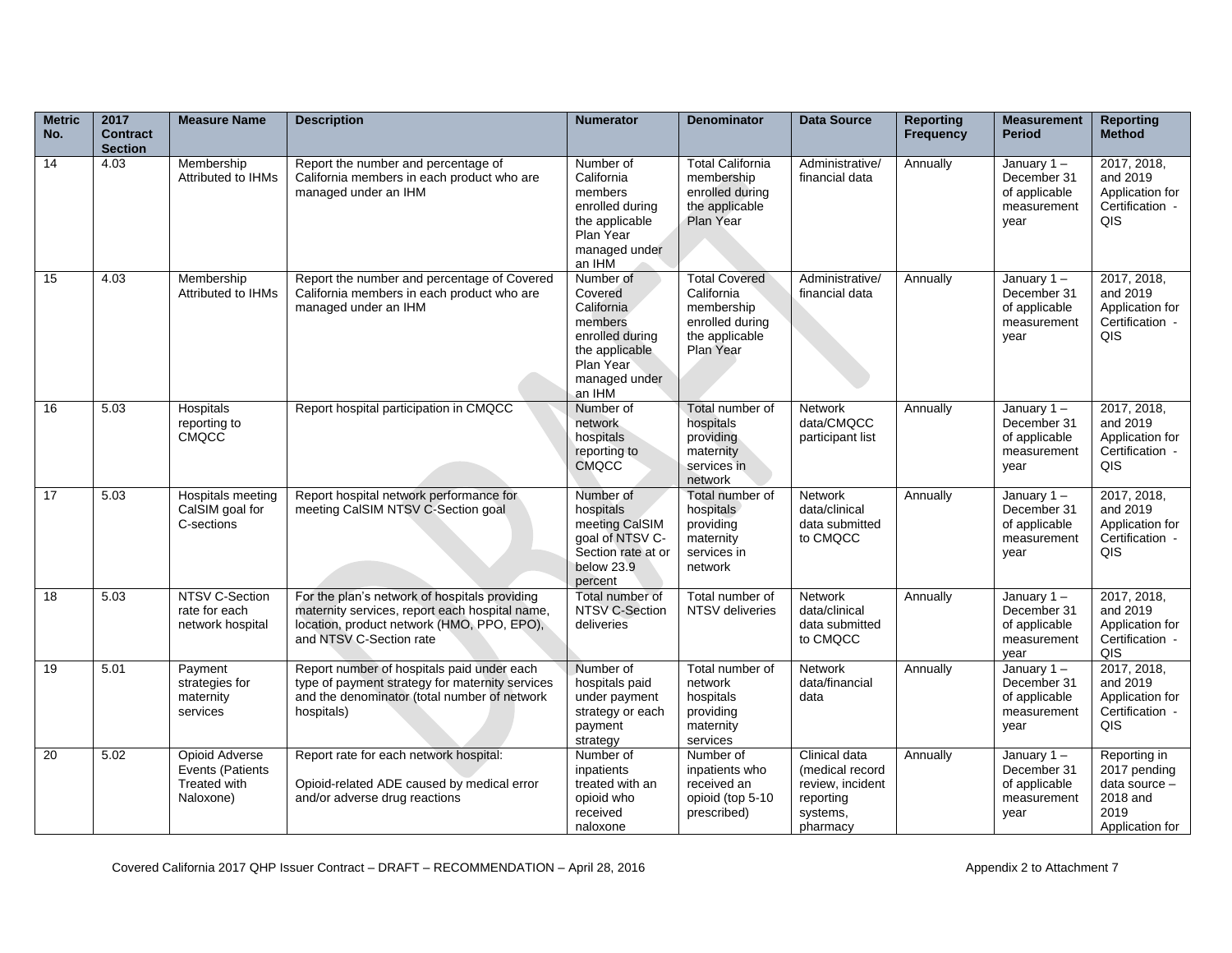| Metric No. | 2017 Contract Section | Measure Name | Description | Numerator | Denominator | Data Source | Reporting Frequency | Measurement Period | Reporting Method |
|---|---|---|---|---|---|---|---|---|---|
| 14 | 4.03 | Membership Attributed to IHMs | Report the number and percentage of California members in each product who are managed under an IHM | Number of California members enrolled during the applicable Plan Year managed under an IHM | Total California membership enrolled during the applicable Plan Year | Administrative/ financial data | Annually | January 1 – December 31 of applicable measurement year | 2017, 2018, and 2019 Application for Certification - QIS |
| 15 | 4.03 | Membership Attributed to IHMs | Report the number and percentage of Covered California members in each product who are managed under an IHM | Number of Covered California members enrolled during the applicable Plan Year managed under an IHM | Total Covered California membership enrolled during the applicable Plan Year | Administrative/ financial data | Annually | January 1 – December 31 of applicable measurement year | 2017, 2018, and 2019 Application for Certification - QIS |
| 16 | 5.03 | Hospitals reporting to CMQCC | Report hospital participation in CMQCC | Number of network hospitals reporting to CMQCC | Total number of hospitals providing maternity services in network | Network data/CMQCC participant list | Annually | January 1 – December 31 of applicable measurement year | 2017, 2018, and 2019 Application for Certification - QIS |
| 17 | 5.03 | Hospitals meeting CalSIM goal for C-sections | Report hospital network performance for meeting CalSIM NTSV C-Section goal | Number of hospitals meeting CalSIM goal of NTSV C-Section rate at or below 23.9 percent | Total number of hospitals providing maternity services in network | Network data/clinical data submitted to CMQCC | Annually | January 1 – December 31 of applicable measurement year | 2017, 2018, and 2019 Application for Certification - QIS |
| 18 | 5.03 | NTSV C-Section rate for each network hospital | For the plan's network of hospitals providing maternity services, report each hospital name, location, product network (HMO, PPO, EPO), and NTSV C-Section rate | Total number of NTSV C-Section deliveries | Total number of NTSV deliveries | Network data/clinical data submitted to CMQCC | Annually | January 1 – December 31 of applicable measurement year | 2017, 2018, and 2019 Application for Certification - QIS |
| 19 | 5.01 | Payment strategies for maternity services | Report number of hospitals paid under each type of payment strategy for maternity services and the denominator (total number of network hospitals) | Number of hospitals paid under payment strategy or each payment strategy | Total number of network hospitals providing maternity services | Network data/financial data | Annually | January 1 – December 31 of applicable measurement year | 2017, 2018, and 2019 Application for Certification - QIS |
| 20 | 5.02 | Opioid Adverse Events (Patients Treated with Naloxone) | Report rate for each network hospital:<br><br>Opioid-related ADE caused by medical error and/or adverse drug reactions | Number of inpatients treated with an opioid who received naloxone | Number of inpatients who received an opioid (top 5-10 prescribed) | Clinical data (medical record review, incident reporting systems, pharmacy | Annually | January 1 – December 31 of applicable measurement year | Reporting in 2017 pending data source – 2018 and 2019 Application for |

Covered California 2017 QHP Issuer Contract – DRAFT – RECOMMENDATION – April 28, 2016

Appendix 2 to Attachment 7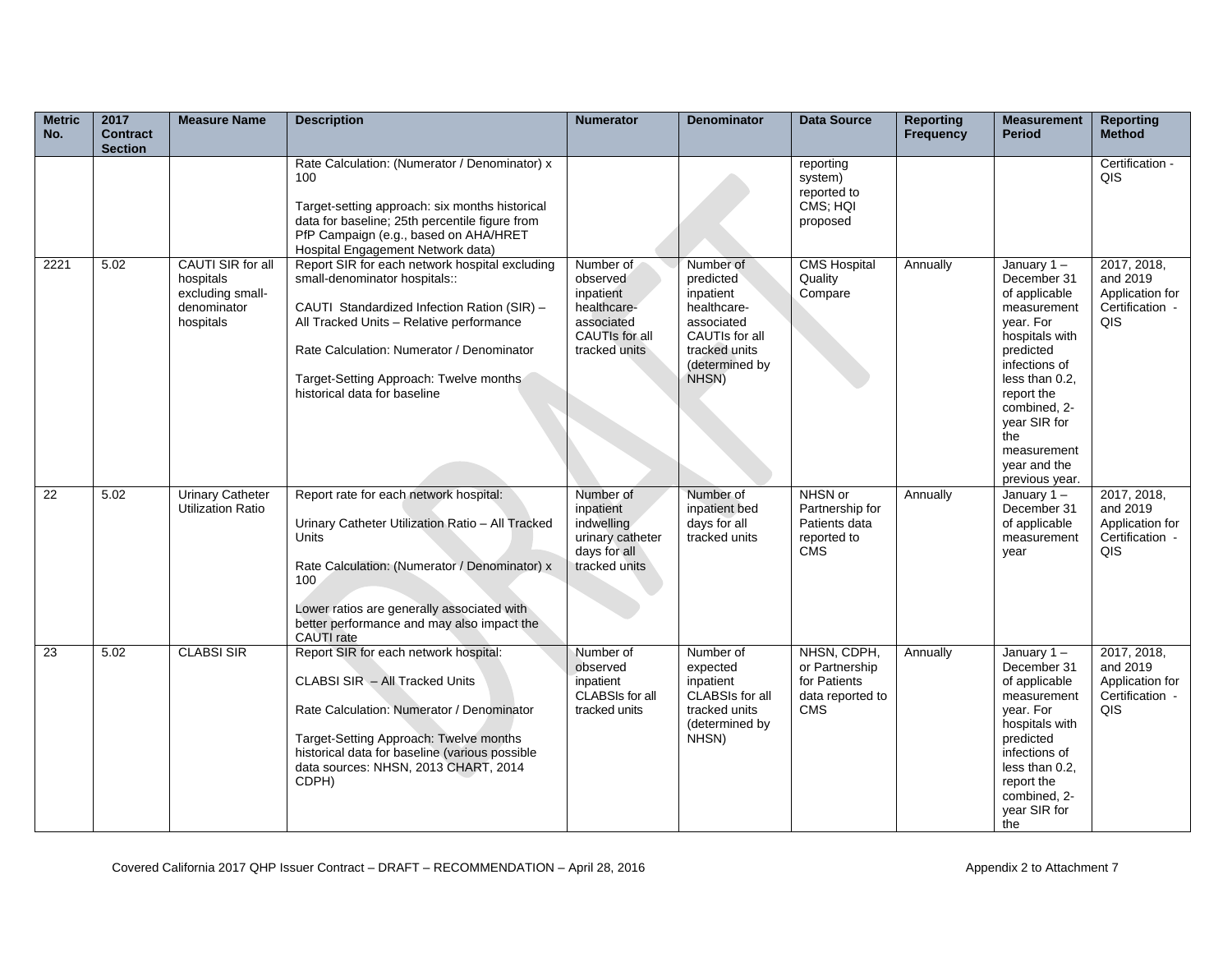| Metric No. | 2017 Contract Section | Measure Name | Description | Numerator | Denominator | Data Source | Reporting Frequency | Measurement Period | Reporting Method |
|---|---|---|---|---|---|---|---|---|---|
| | | | Rate Calculation: (Numerator / Denominator) x 100<br><br>Target-setting approach: six months historical data for baseline; 25th percentile figure from PfP Campaign (e.g., based on AHA/HRET Hospital Engagement Network data) | | | reporting system) reported to CMS; HQI proposed | | | Certification - QIS |
| 2221 | 5.02 | CAUTI SIR for all hospitals excluding small-denominator hospitals | Report SIR for each network hospital excluding small-denominator hospitals::<br><br>CAUTI Standardized Infection Ration (SIR) – All Tracked Units – Relative performance<br><br>Rate Calculation: Numerator / Denominator<br><br>Target-Setting Approach: Twelve months historical data for baseline | Number of observed inpatient healthcare-associated CAUTIs for all tracked units | Number of predicted inpatient healthcare-associated CAUTIs for all tracked units (determined by NHSN) | CMS Hospital Quality Compare | Annually | January 1 – December 31 of applicable measurement year. For hospitals with predicted infections of less than 0.2, report the combined, 2-year SIR for the measurement year and the previous year. | 2017, 2018, and 2019 Application for Certification - QIS |
| 22 | 5.02 | Urinary Catheter Utilization Ratio | Report rate for each network hospital:<br><br>Urinary Catheter Utilization Ratio – All Tracked Units<br><br>Rate Calculation: (Numerator / Denominator) x 100<br><br>Lower ratios are generally associated with better performance and may also impact the CAUTI rate | Number of inpatient indwelling urinary catheter days for all tracked units | Number of inpatient bed days for all tracked units | NHSN or Partnership for Patients data reported to CMS | Annually | January 1 – December 31 of applicable measurement year | 2017, 2018, and 2019 Application for Certification - QIS |
| 23 | 5.02 | CLABSI SIR | Report SIR for each network hospital:<br><br>CLABSI SIR – All Tracked Units<br><br>Rate Calculation: Numerator / Denominator<br><br>Target-Setting Approach: Twelve months historical data for baseline (various possible data sources: NHSN, 2013 CHART, 2014 CDPH) | Number of observed inpatient CLABSIs for all tracked units | Number of expected inpatient CLABSIs for all tracked units (determined by NHSN) | NHSN, CDPH, or Partnership for Patients data reported to CMS | Annually | January 1 – December 31 of applicable measurement year. For hospitals with predicted infections of less than 0.2, report the combined, 2-year SIR for the | 2017, 2018, and 2019 Application for Certification - QIS |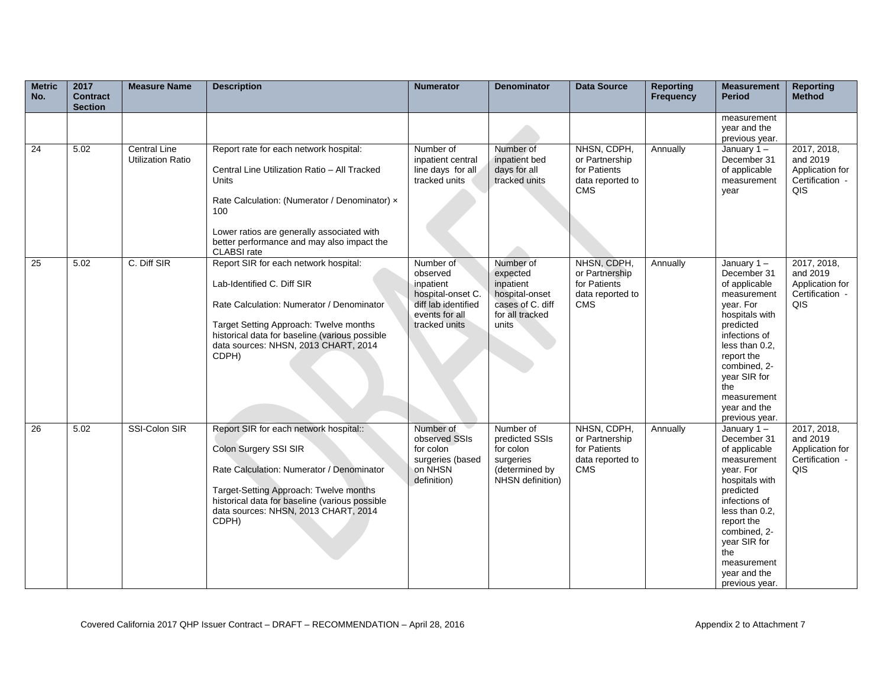| Metric No. | 2017 Contract Section | Measure Name | Description | Numerator | Denominator | Data Source | Reporting Frequency | Measurement Period | Reporting Method |
|---|---|---|---|---|---|---|---|---|---|
| | | | | | | | | measurement year and the previous year. | |
| 24 | 5.02 | Central Line Utilization Ratio | Report rate for each network hospital:<br><br>Central Line Utilization Ratio – All Tracked Units<br><br>Rate Calculation: (Numerator / Denominator) × 100<br><br>Lower ratios are generally associated with better performance and may also impact the CLABSI rate | Number of inpatient central line days for all tracked units | Number of inpatient bed days for all tracked units | NHSN, CDPH, or Partnership for Patients data reported to CMS | Annually | January 1 – December 31 of applicable measurement year | 2017, 2018, and 2019 Application for Certification - QIS |
| 25 | 5.02 | C. Diff SIR | Report SIR for each network hospital:<br><br>Lab-Identified C. Diff SIR<br><br>Rate Calculation: Numerator / Denominator<br><br>Target Setting Approach: Twelve months historical data for baseline (various possible data sources: NHSN, 2013 CHART, 2014 CDPH) | Number of observed inpatient hospital-onset C. diff lab identified events for all tracked units | Number of expected inpatient hospital-onset cases of C. diff for all tracked units | NHSN, CDPH, or Partnership for Patients data reported to CMS | Annually | January 1 – December 31 of applicable measurement year. For hospitals with predicted infections of less than 0.2, report the combined, 2-year SIR for the measurement year and the previous year. | 2017, 2018, and 2019 Application for Certification - QIS |
| 26 | 5.02 | SSI-Colon SIR | Report SIR for each network hospital::<br><br>Colon Surgery SSI SIR<br><br>Rate Calculation: Numerator / Denominator<br><br>Target-Setting Approach: Twelve months historical data for baseline (various possible data sources: NHSN, 2013 CHART, 2014 CDPH) | Number of observed SSIs for colon surgeries (based on NHSN definition) | Number of predicted SSIs for colon surgeries (determined by NHSN definition) | NHSN, CDPH, or Partnership for Patients data reported to CMS | Annually | January 1 – December 31 of applicable measurement year. For hospitals with predicted infections of less than 0.2, report the combined, 2-year SIR for the measurement year and the previous year. | 2017, 2018, and 2019 Application for Certification - QIS |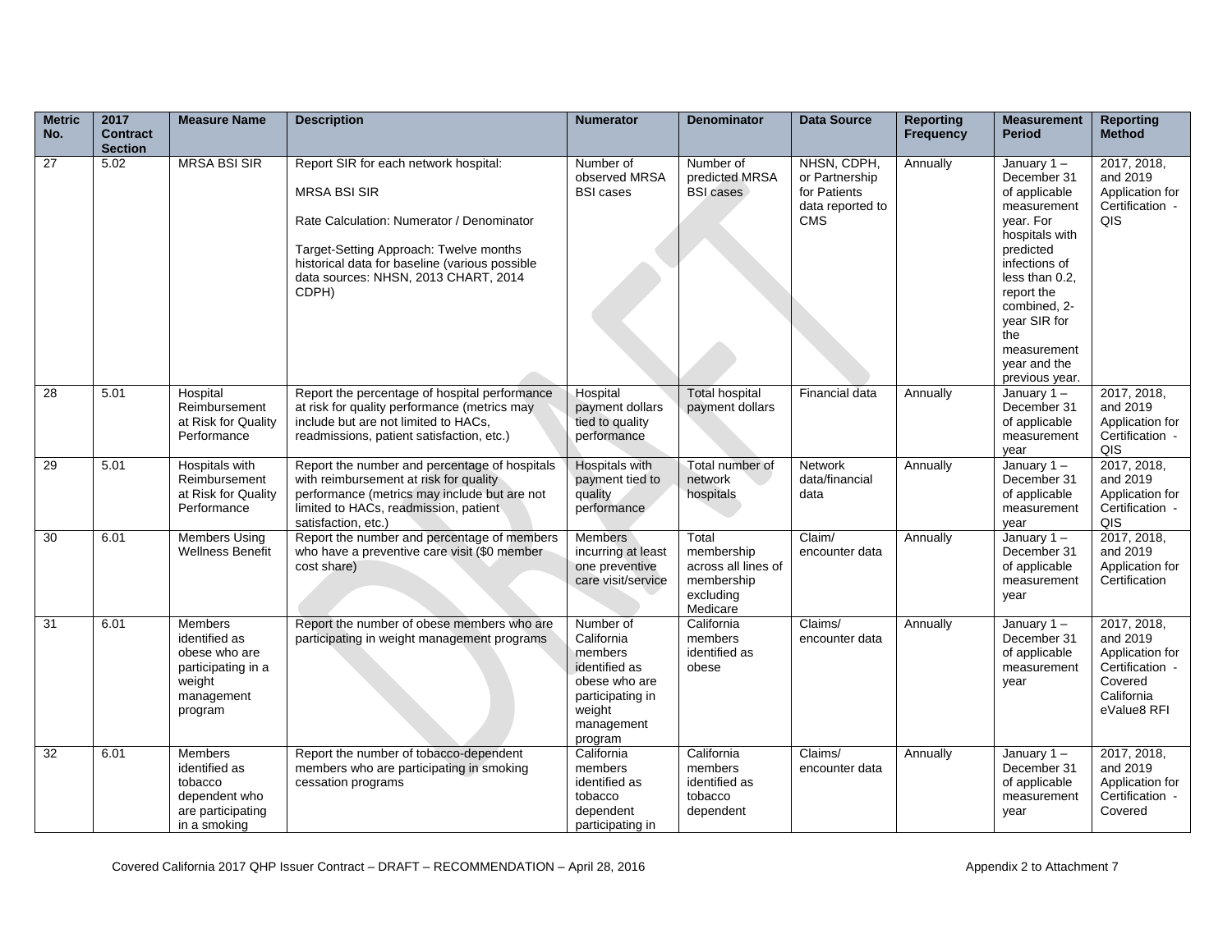| Metric No. | 2017 Contract Section | Measure Name | Description | Numerator | Denominator | Data Source | Reporting Frequency | Measurement Period | Reporting Method |
|---|---|---|---|---|---|---|---|---|---|
| 27 | 5.02 | MRSA BSI SIR | Report SIR for each network hospital:<br><br>MRSA BSI SIR<br><br>Rate Calculation: Numerator / Denominator<br><br>Target-Setting Approach: Twelve months historical data for baseline (various possible data sources: NHSN, 2013 CHART, 2014 CDPH) | Number of observed MRSA BSI cases | Number of predicted MRSA BSI cases | NHSN, CDPH, or Partnership for Patients data reported to CMS | Annually | January 1 – December 31 of applicable measurement year. For hospitals with predicted infections of less than 0.2, report the combined, 2-year SIR for the measurement year and the previous year. | 2017, 2018, and 2019 Application for Certification - QIS |
| 28 | 5.01 | Hospital Reimbursement at Risk for Quality Performance | Report the percentage of hospital performance at risk for quality performance (metrics may include but are not limited to HACs, readmissions, patient satisfaction, etc.) | Hospital payment dollars tied to quality performance | Total hospital payment dollars | Financial data | Annually | January 1 – December 31 of applicable measurement year | 2017, 2018, and 2019 Application for Certification - QIS |
| 29 | 5.01 | Hospitals with Reimbursement at Risk for Quality Performance | Report the number and percentage of hospitals with reimbursement at risk for quality performance (metrics may include but are not limited to HACs, readmission, patient satisfaction, etc.) | Hospitals with payment tied to quality performance | Total number of network hospitals | Network data/financial data | Annually | January 1 – December 31 of applicable measurement year | 2017, 2018, and 2019 Application for Certification - QIS |
| 30 | 6.01 | Members Using Wellness Benefit | Report the number and percentage of members who have a preventive care visit ($0 member cost share) | Members incurring at least one preventive care visit/service | Total membership across all lines of membership excluding Medicare | Claim/ encounter data | Annually | January 1 – December 31 of applicable measurement year | 2017, 2018, and 2019 Application for Certification |
| 31 | 6.01 | Members identified as obese who are participating in a weight management program | Report the number of obese members who are participating in weight management programs | Number of California members identified as obese who are participating in weight management program | California members identified as obese | Claims/ encounter data | Annually | January 1 – December 31 of applicable measurement year | 2017, 2018, and 2019 Application for Certification - Covered California eValue8 RFI |
| 32 | 6.01 | Members identified as tobacco dependent who are participating in a smoking | Report the number of tobacco-dependent members who are participating in smoking cessation programs | California members identified as tobacco dependent participating in | California members identified as tobacco dependent | Claims/ encounter data | Annually | January 1 – December 31 of applicable measurement year | 2017, 2018, and 2019 Application for Certification - Covered |

Covered California 2017 QHP Issuer Contract – DRAFT – RECOMMENDATION – April 28, 2016

Appendix 2 to Attachment 7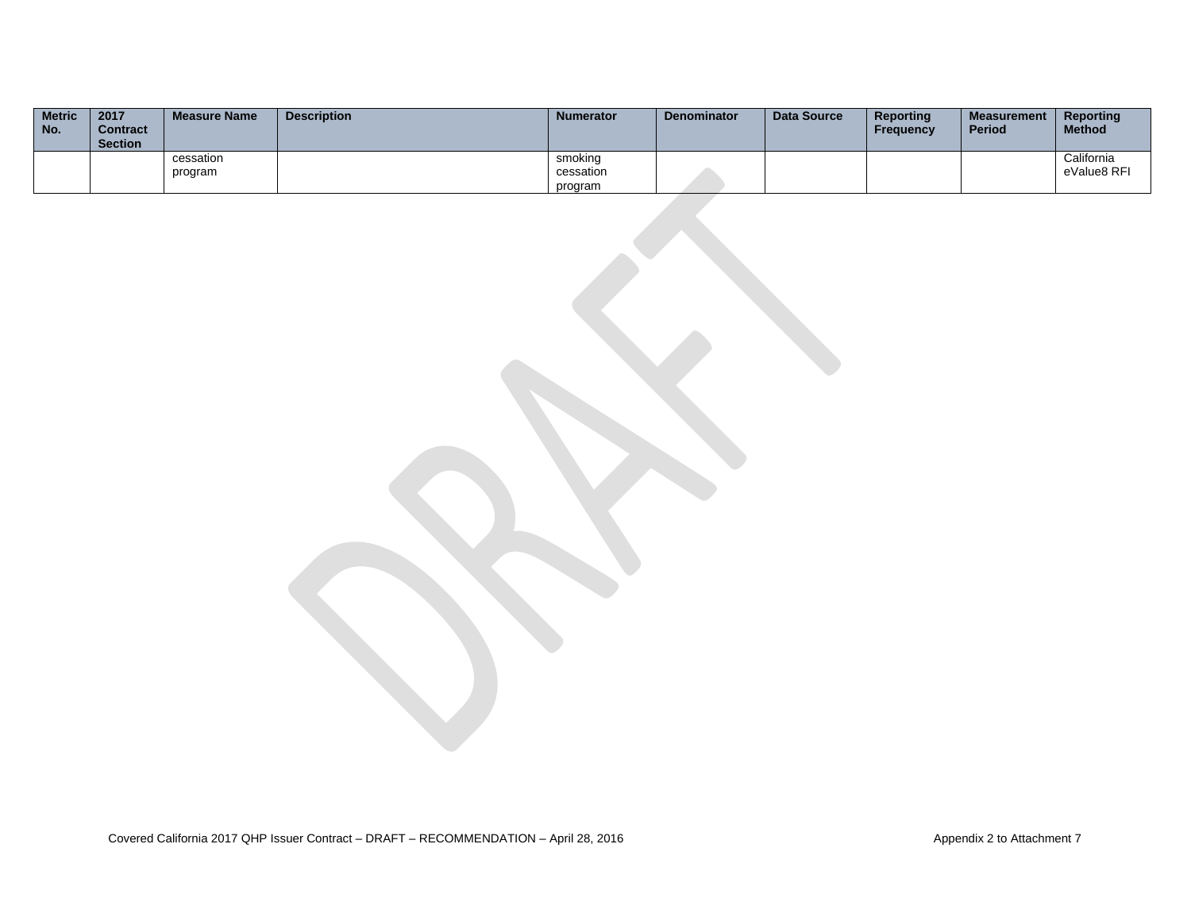| Metric No. | 2017 Contract Section | Measure Name | Description | Numerator | Denominator | Data Source | Reporting Frequency | Measurement Period | Reporting Method |
|---|---|---|---|---|---|---|---|---|---|
| | | cessation program | | smoking cessation program | | | | | California eValue8 RFI |